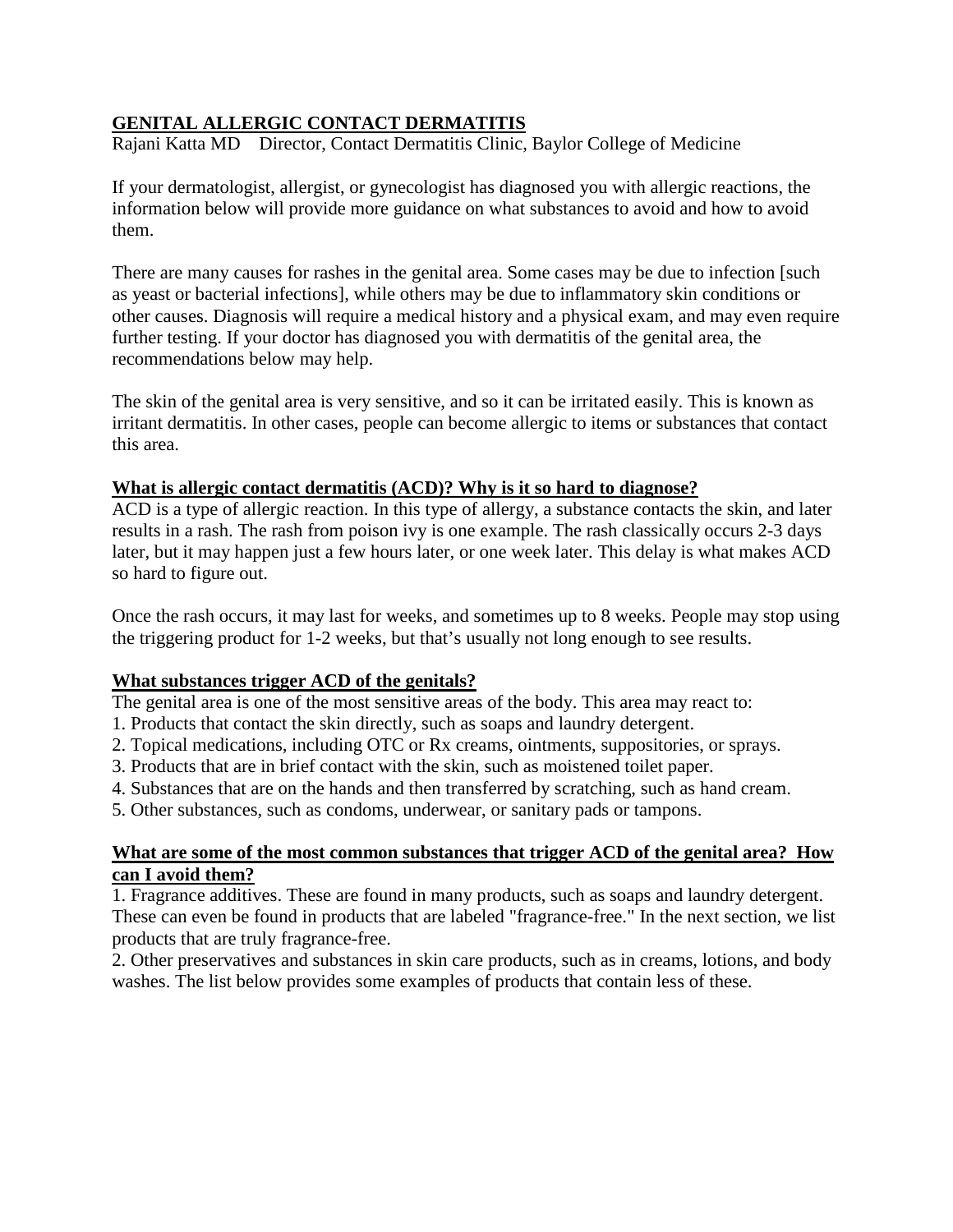# GENITAL ALLERGIC CONTACT DERMATITIS

Rajani Katta MD    Director, Contact Dermatitis Clinic, Baylor College of Medicine

If your dermatologist, allergist, or gynecologist has diagnosed you with allergic reactions, the information below will provide more guidance on what substances to avoid and how to avoid them.

There are many causes for rashes in the genital area. Some cases may be due to infection [such as yeast or bacterial infections], while others may be due to inflammatory skin conditions or other causes. Diagnosis will require a medical history and a physical exam, and may even require further testing. If your doctor has diagnosed you with dermatitis of the genital area, the recommendations below may help.

The skin of the genital area is very sensitive, and so it can be irritated easily. This is known as irritant dermatitis. In other cases, people can become allergic to items or substances that contact this area.

## What is allergic contact dermatitis (ACD)? Why is it so hard to diagnose?

ACD is a type of allergic reaction. In this type of allergy, a substance contacts the skin, and later results in a rash. The rash from poison ivy is one example. The rash classically occurs 2-3 days later, but it may happen just a few hours later, or one week later. This delay is what makes ACD so hard to figure out.

Once the rash occurs, it may last for weeks, and sometimes up to 8 weeks. People may stop using the triggering product for 1-2 weeks, but that's usually not long enough to see results.

## What substances trigger ACD of the genitals?

The genital area is one of the most sensitive areas of the body. This area may react to:

1. Products that contact the skin directly, such as soaps and laundry detergent.
2. Topical medications, including OTC or Rx creams, ointments, suppositories, or sprays.
3. Products that are in brief contact with the skin, such as moistened toilet paper.
4. Substances that are on the hands and then transferred by scratching, such as hand cream.
5. Other substances, such as condoms, underwear, or sanitary pads or tampons.

## What are some of the most common substances that trigger ACD of the genital area? How can I avoid them?

1. Fragrance additives. These are found in many products, such as soaps and laundry detergent. These can even be found in products that are labeled "fragrance-free." In the next section, we list products that are truly fragrance-free.
2. Other preservatives and substances in skin care products, such as in creams, lotions, and body washes. The list below provides some examples of products that contain less of these.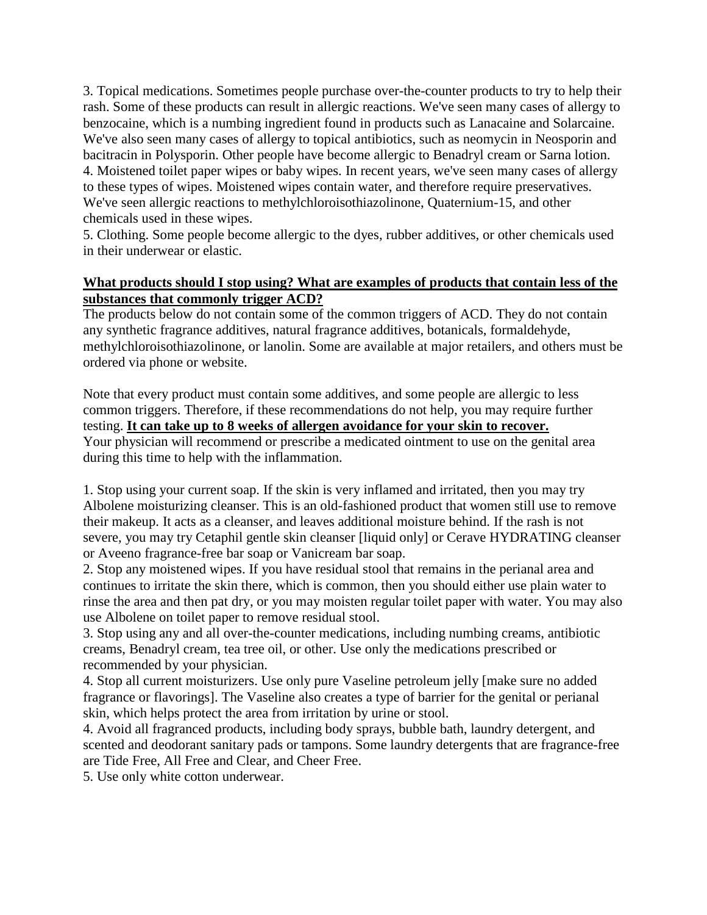3. Topical medications. Sometimes people purchase over-the-counter products to try to help their rash. Some of these products can result in allergic reactions. We've seen many cases of allergy to benzocaine, which is a numbing ingredient found in products such as Lanacaine and Solarcaine. We've also seen many cases of allergy to topical antibiotics, such as neomycin in Neosporin and bacitracin in Polysporin. Other people have become allergic to Benadryl cream or Sarna lotion.
4. Moistened toilet paper wipes or baby wipes. In recent years, we've seen many cases of allergy to these types of wipes. Moistened wipes contain water, and therefore require preservatives. We've seen allergic reactions to methylchloroisothiazolinone, Quaternium-15, and other chemicals used in these wipes.
5. Clothing. Some people become allergic to the dyes, rubber additives, or other chemicals used in their underwear or elastic.

**What products should I stop using? What are examples of products that contain less of the substances that commonly trigger ACD?**

The products below do not contain some of the common triggers of ACD. They do not contain any synthetic fragrance additives, natural fragrance additives, botanicals, formaldehyde, methylchloroisothiazolinone, or lanolin. Some are available at major retailers, and others must be ordered via phone or website.

Note that every product must contain some additives, and some people are allergic to less common triggers. Therefore, if these recommendations do not help, you may require further testing. **It can take up to 8 weeks of allergen avoidance for your skin to recover.** Your physician will recommend or prescribe a medicated ointment to use on the genital area during this time to help with the inflammation.

1. Stop using your current soap. If the skin is very inflamed and irritated, then you may try Albolene moisturizing cleanser. This is an old-fashioned product that women still use to remove their makeup. It acts as a cleanser, and leaves additional moisture behind. If the rash is not severe, you may try Cetaphil gentle skin cleanser [liquid only] or Cerave HYDRATING cleanser or Aveeno fragrance-free bar soap or Vanicream bar soap.
2. Stop any moistened wipes. If you have residual stool that remains in the perianal area and continues to irritate the skin there, which is common, then you should either use plain water to rinse the area and then pat dry, or you may moisten regular toilet paper with water. You may also use Albolene on toilet paper to remove residual stool.
3. Stop using any and all over-the-counter medications, including numbing creams, antibiotic creams, Benadryl cream, tea tree oil, or other. Use only the medications prescribed or recommended by your physician.
4. Stop all current moisturizers. Use only pure Vaseline petroleum jelly [make sure no added fragrance or flavorings]. The Vaseline also creates a type of barrier for the genital or perianal skin, which helps protect the area from irritation by urine or stool.
4. Avoid all fragranced products, including body sprays, bubble bath, laundry detergent, and scented and deodorant sanitary pads or tampons. Some laundry detergents that are fragrance-free are Tide Free, All Free and Clear, and Cheer Free.
5. Use only white cotton underwear.